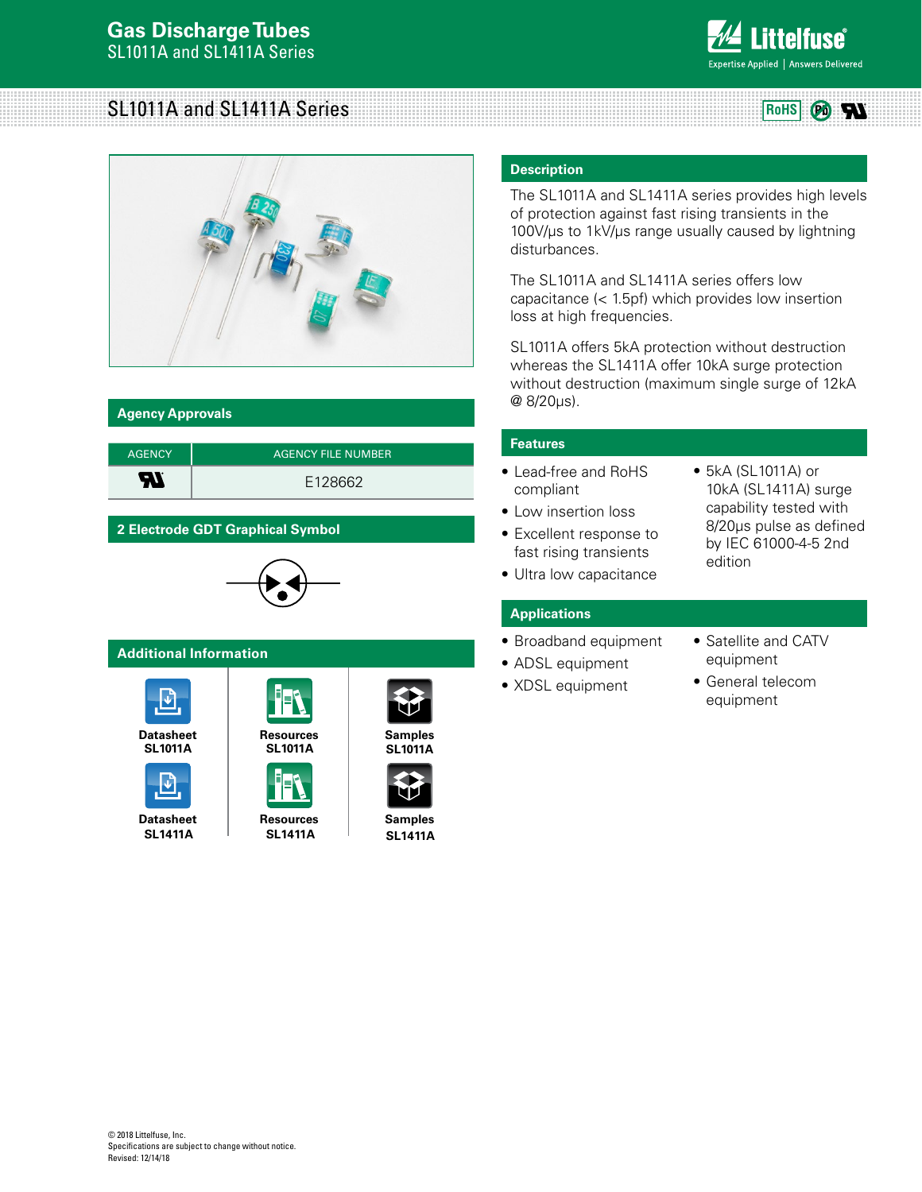# Gas Discharge Tubes
SL1011A and SL1411A Series

## SL1011A and SL1411A Series

## Description

The SL1011A and SL1411A series provides high levels of protection against fast rising transients in the 100V/µs to 1kV/µs range usually caused by lightning disturbances.

The SL1011A and SL1411A series offers low capacitance (< 1.5pf) which provides low insertion loss at high frequencies.

SL1011A offers 5kA protection without destruction whereas the SL1411A offer 10kA surge protection without destruction (maximum single surge of 12kA @ 8/20µs).

## Features

- Lead-free and RoHS compliant
- Low insertion loss
- Excellent response to fast rising transients
- Ultra low capacitance
- 5kA (SL1011A) or 10kA (SL1411A) surge capability tested with 8/20µs pulse as defined by IEC 61000-4-5 2nd edition

## Applications

- Broadband equipment
- ADSL equipment
- XDSL equipment
- Satellite and CATV equipment
- General telecom equipment

## Agency Approvals

| AGENCY | AGENCY FILE NUMBER |
|---|---|
| UL | E128662 |

## 2 Electrode GDT Graphical Symbol

## Additional Information

| Datasheet SL1011A | Resources SL1011A | Samples SL1011A |
|---|---|---|
| Datasheet SL1411A | Resources SL1411A | Samples SL1411A |

© 2018 Littelfuse, Inc.
Specifications are subject to change without notice.
Revised: 12/14/18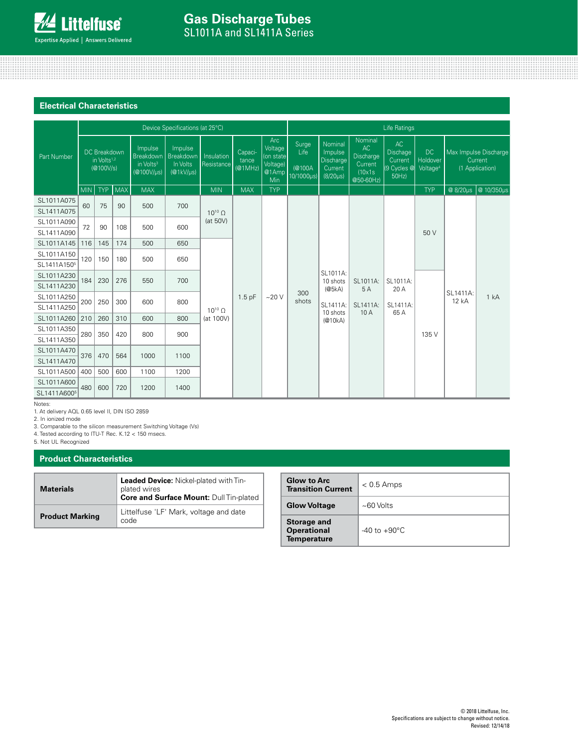## Electrical Characteristics

| Part Number | Device Specifications (at 25°C) | | | | | | | | | Life Ratings | | | | | | |
|---|---|---|---|---|---|---|---|---|---|---|---|---|---|---|---|---|
| | DC Breakdown in Volts[1,2] (@100V/s) | | | Impulse Breakdown in Volts[3] (@100V/μs) | Impulse Breakdown In Volts (@1kV/μs) | Insulation Resistance | Capacitance (@1MHz) | Arc Voltage (on state Voltage) @1Amp Min | Surge Life (@100A 10/1000μs) | Nominal Impulse Discharge Current (8/20μs) | Nominal AC Discharge Current (10x1s @50-60Hz) | AC Dischage Current (9 Cycles @ 50Hz) | DC Holdover Voltage[4] | Max Impulse Discharge Current (1 Application) | |
| | MIN | TYP | MAX | MAX | | MIN | MAX | TYP | | | | | TYP | @ 8/20μs | @ 10/350μs |
| SL1011A075 | 60 | 75 | 90 | 500 | 700 | $10^{10}$ Ω (at 50V) | 1.5 pF | ~20 V | 300 shots | SL1011A: 10 shots (@5kA) SL1411A: 10 shots (@10kA) | SL1011A: 5 A SL1411A: 10 A | SL1011A: 20 A SL1411A: 65 A | 50 V | SL1411A: 12 kA | 1 kA |
| SL1411A075 | 60 | 75 | 90 | 500 | 700 | | | | | | | | | | |
| SL1011A090 | 72 | 90 | 108 | 500 | 600 | | | | | | | | | | |
| SL1411A090 | 72 | 90 | 108 | 500 | 600 | | | | | | | | | | |
| SL1011A145 | 116 | 145 | 174 | 500 | 650 | $10^{10}$ Ω (at 100V) | | | | | | | | | |
| SL1011A150 | 120 | 150 | 180 | 500 | 650 | | | | | | | | | | |
| SL1411A150[5] | 120 | 150 | 180 | 500 | 650 | | | | | | | | | | |
| SL1011A230 | 184 | 230 | 276 | 550 | 700 | | | | | | | | 135 V | | |
| SL1411A230 | 184 | 230 | 276 | 550 | 700 | | | | | | | | | | |
| SL1011A250 | 200 | 250 | 300 | 600 | 800 | | | | | | | | | | |
| SL1411A250 | 200 | 250 | 300 | 600 | 800 | | | | | | | | | | |
| SL1011A260 | 210 | 260 | 310 | 600 | 800 | | | | | | | | | | |
| SL1011A350 | 280 | 350 | 420 | 800 | 900 | | | | | | | | | | |
| SL1411A350 | 280 | 350 | 420 | 800 | 900 | | | | | | | | | | |
| SL1011A470 | 376 | 470 | 564 | 1000 | 1100 | | | | | | | | | | |
| SL1411A470 | 376 | 470 | 564 | 1000 | 1100 | | | | | | | | | | |
| SL1011A500 | 400 | 500 | 600 | 1100 | 1200 | | | | | | | | | | |
| SL1011A600 | 480 | 600 | 720 | 1200 | 1400 | | | | | | | | | | |
| SL1411A600[5] | 480 | 600 | 720 | 1200 | 1400 | | | | | | | | | | |

Notes:
1. At delivery AQL 0.65 level II, DIN ISO 2859
2. In ionized mode
3. Comparable to the silicon measurement Switching Voltage (Vs)
4. Tested according to ITU-T Rec. K.12 < 150 msecs.
5. Not UL Recognized

## Product Characteristics

| | |
|---|---|
| **Materials** | **Leaded Device:** Nickel-plated with Tin-plated wires<br>**Core and Surface Mount:** Dull Tin-plated |
| **Product Marking** | Littelfuse 'LF' Mark, voltage and date code |

| | |
|---|---|
| **Glow to Arc Transition Current** | < 0.5 Amps |
| **Glow Voltage** | ~60 Volts |
| **Storage and Operational Temperature** | -40 to +90°C |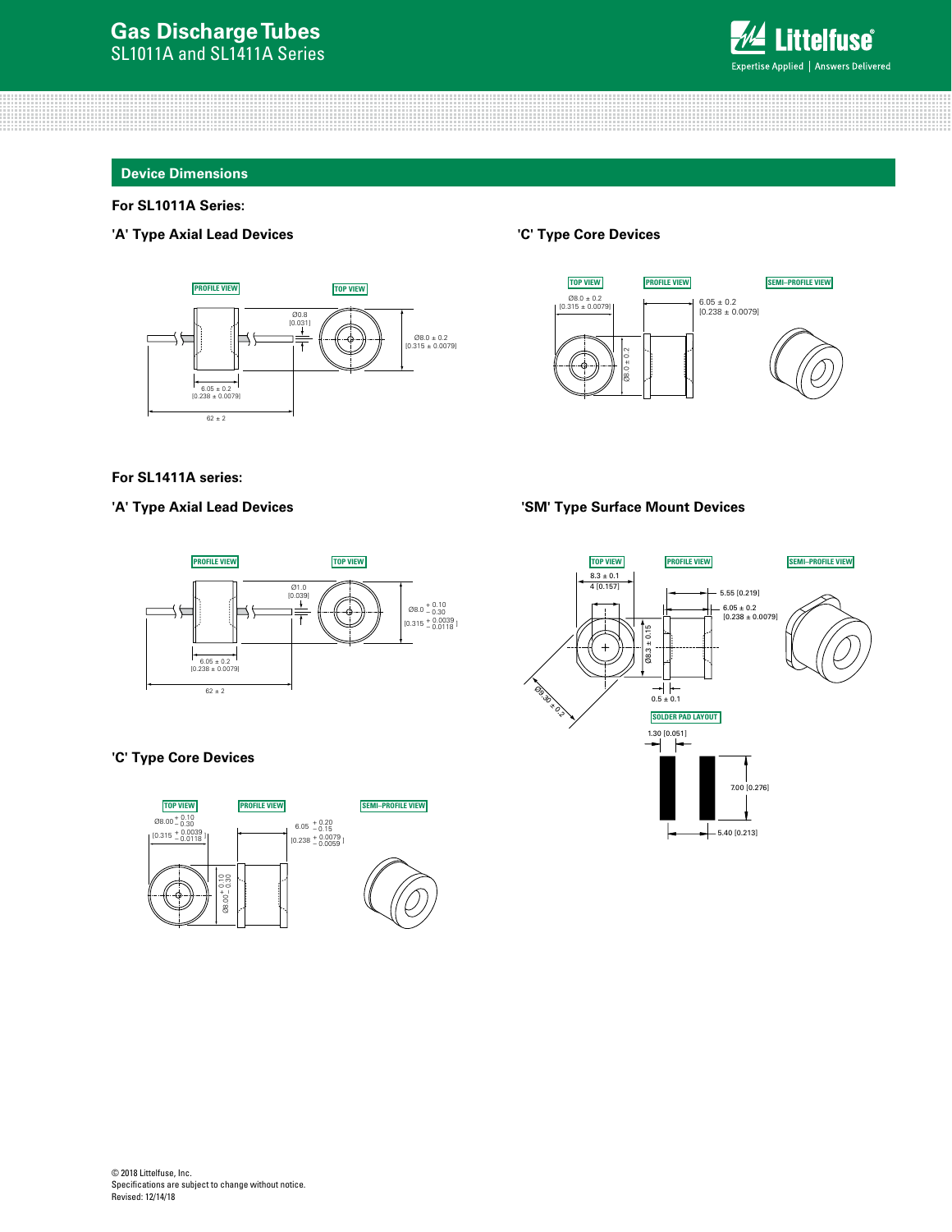## Device Dimensions

**For SL1011A Series:**

**'A' Type Axial Lead Devices**

PROFILE VIEW

TOP VIEW

Ø0.8 [0.031]

Ø8.0 ± 0.2 [0.315 ± 0.0079]

6.05 ± 0.2 [0.238 ± 0.0079]

62 ± 2

**'C' Type Core Devices**

TOP VIEW

PROFILE VIEW

SEMI–PROFILE VIEW

Ø8.0 ± 0.2 [0.315 ± 0.0079]

6.05 ± 0.2 [0.238 ± 0.0079]

Ø8.0 ± 0.2

**For SL1411A series:**

**'A' Type Axial Lead Devices**

PROFILE VIEW

TOP VIEW

Ø1.0 [0.039]

Ø8.0 $^{+0.10}_{-0.30}$ [0.315 $^{+0.0039}_{-0.0118}$]

6.05 ± 0.2 [0.238 ± 0.0079]

62 ± 2

**'SM' Type Surface Mount Devices**

TOP VIEW

PROFILE VIEW

SEMI–PROFILE VIEW

8.3 ± 0.1

4 [0.157]

5.55 [0.219]

6.05 ± 0.2 [0.238 ± 0.0079]

Ø8.3 ± 0.15

Ø8.30 ± 0.2

0.5 ± 0.1

SOLDER PAD LAYOUT

1.30 [0.051]

7.00 [0.276]

5.40 [0.213]

**'C' Type Core Devices**

TOP VIEW

PROFILE VIEW

SEMI–PROFILE VIEW

Ø8.00 $^{+0.10}_{-0.30}$ [0.315 $^{+0.0039}_{-0.0118}$]

6.05 $^{+0.20}_{-0.15}$ [0.238 $^{+0.0079}_{-0.0059}$]

Ø8.00 $^{+0.10}_{-0.30}$

© 2018 Littelfuse, Inc.
Specifications are subject to change without notice.
Revised: 12/14/18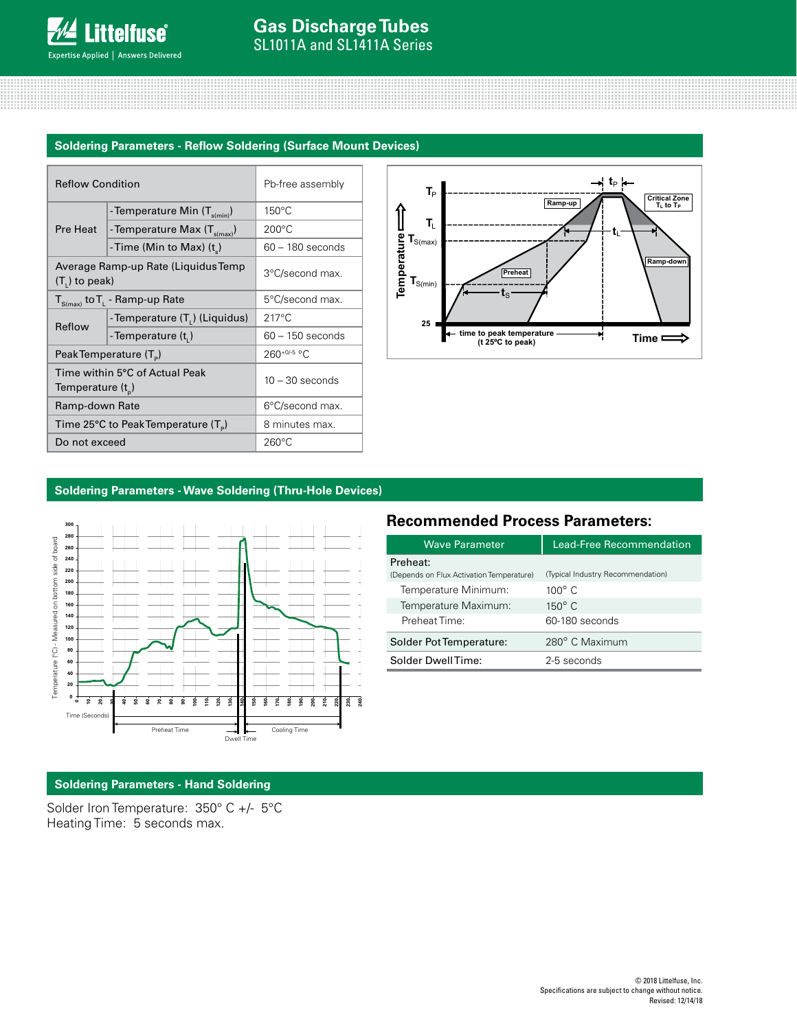## Soldering Parameters - Reflow Soldering (Surface Mount Devices)

| Reflow Condition | | Pb-free assembly |
|---|---|---|
| Pre Heat | -Temperature Min ($T_{s(min)}$) | 150°C |
| | -Temperature Max ($T_{s(max)}$) | 200°C |
| | -Time (Min to Max) ($t_s$) | 60 – 180 seconds |
| Average Ramp-up Rate (Liquidus Temp ($T_L$) to peak) | | 3°C/second max. |
| $T_{S(max)}$ to $T_L$ - Ramp-up Rate | | 5°C/second max. |
| Reflow | -Temperature ($T_L$) (Liquidus) | 217°C |
| | -Temperature ($t_L$) | 60 – 150 seconds |
| Peak Temperature ($T_P$) | | $260^{+0/-5}$ °C |
| Time within 5°C of Actual Peak Temperature ($t_p$) | | 10 – 30 seconds |
| Ramp-down Rate | | 6°C/second max. |
| Time 25°C to Peak Temperature ($T_P$) | | 8 minutes max. |
| Do not exceed | | 260°C |

## Soldering Parameters - Wave Soldering (Thru-Hole Devices)

### Recommended Process Parameters:

| Wave Parameter | Lead-Free Recommendation |
|---|---|
| Preheat: (Depends on Flux Activation Temperature) | (Typical Industry Recommendation) |
| Temperature Minimum: | 100° C |
| Temperature Maximum: | 150° C |
| Preheat Time: | 60-180 seconds |
| Solder Pot Temperature: | 280° C Maximum |
| Solder Dwell Time: | 2-5 seconds |

## Soldering Parameters - Hand Soldering

Solder Iron Temperature: 350° C +/- 5°C
Heating Time: 5 seconds max.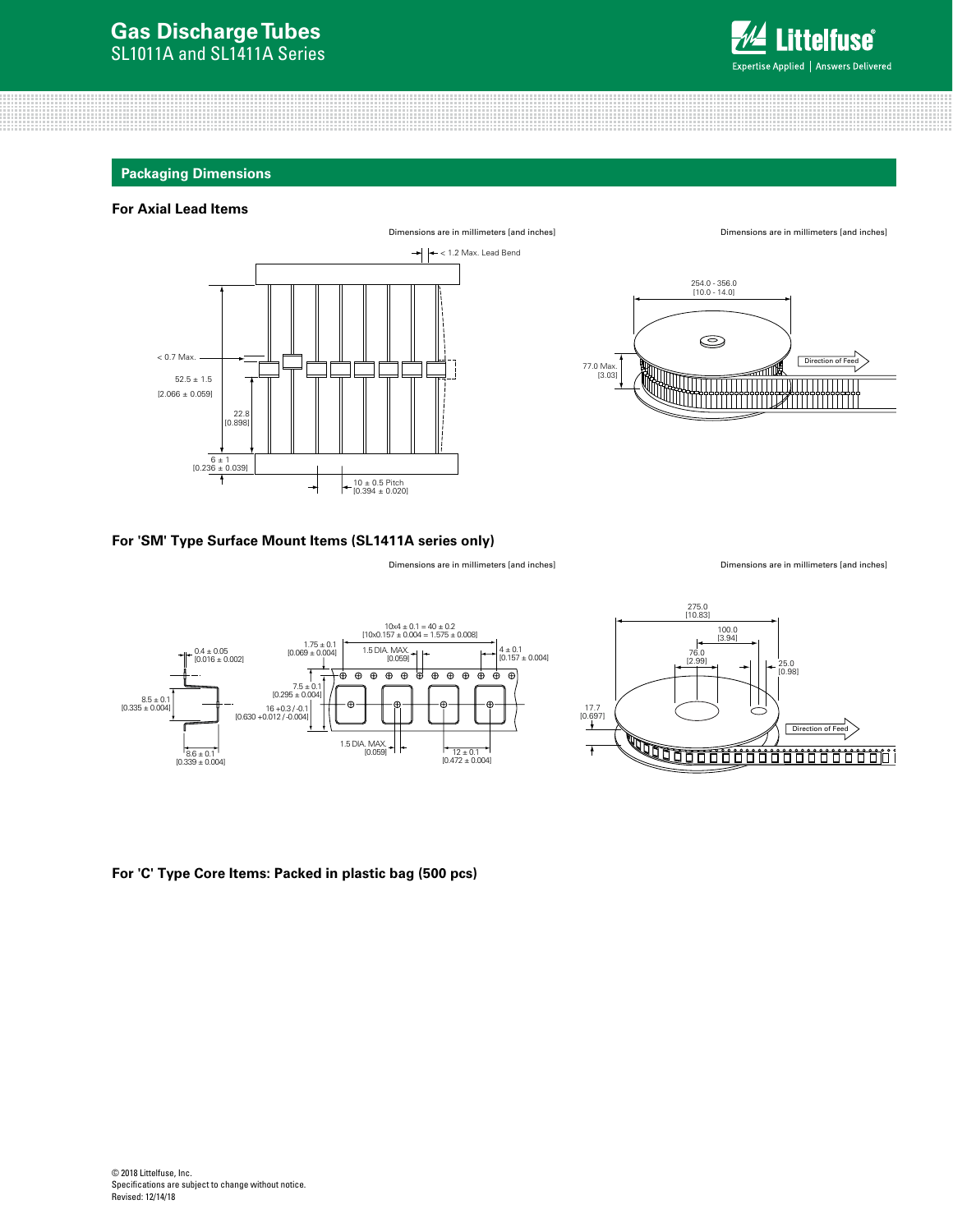## Packaging Dimensions

### For Axial Lead Items

Dimensions are in millimeters [and inches]

< 1.2 Max. Lead Bend

< 0.7 Max.

52.5 ± 1.5
[2.066 ± 0.059]

22.8
[0.898]

6 ± 1
[0.236 ± 0.039]

10 ± 0.5 Pitch
[0.394 ± 0.020]

Dimensions are in millimeters [and inches]

254.0 - 356.0
[10.0 - 14.0]

77.0 Max.
[3.03]

Direction of Feed

### For 'SM' Type Surface Mount Items (SL1411A series only)

Dimensions are in millimeters [and inches]

0.4 ± 0.05
[0.016 ± 0.002]

8.5 ± 0.1
[0.335 ± 0.004]

8.6 ± 0.1
[0.339 ± 0.004]

1.75 ± 0.1
[0.069 ± 0.004]

10x4 ± 0.1 = 40 ± 0.2
[10x0.157 ± 0.004 = 1.575 ± 0.008]

1.5 DIA. MAX.
[0.059]

4 ± 0.1
[0.157 ± 0.004]

7.5 ± 0.1
[0.295 ± 0.004]

16 +0.3 / -0.1
[0.630 +0.012 / -0.004]

1.5 DIA. MAX.
[0.059]

12 ± 0.1
[0.472 ± 0.004]

Dimensions are in millimeters [and inches]

275.0
[10.83]

100.0
[3.94]

76.0
[2.99]

25.0
[0.98]

17.7
[0.697]

Direction of Feed

### For 'C' Type Core Items: Packed in plastic bag (500 pcs)

© 2018 Littelfuse, Inc.
Specifications are subject to change without notice.
Revised: 12/14/18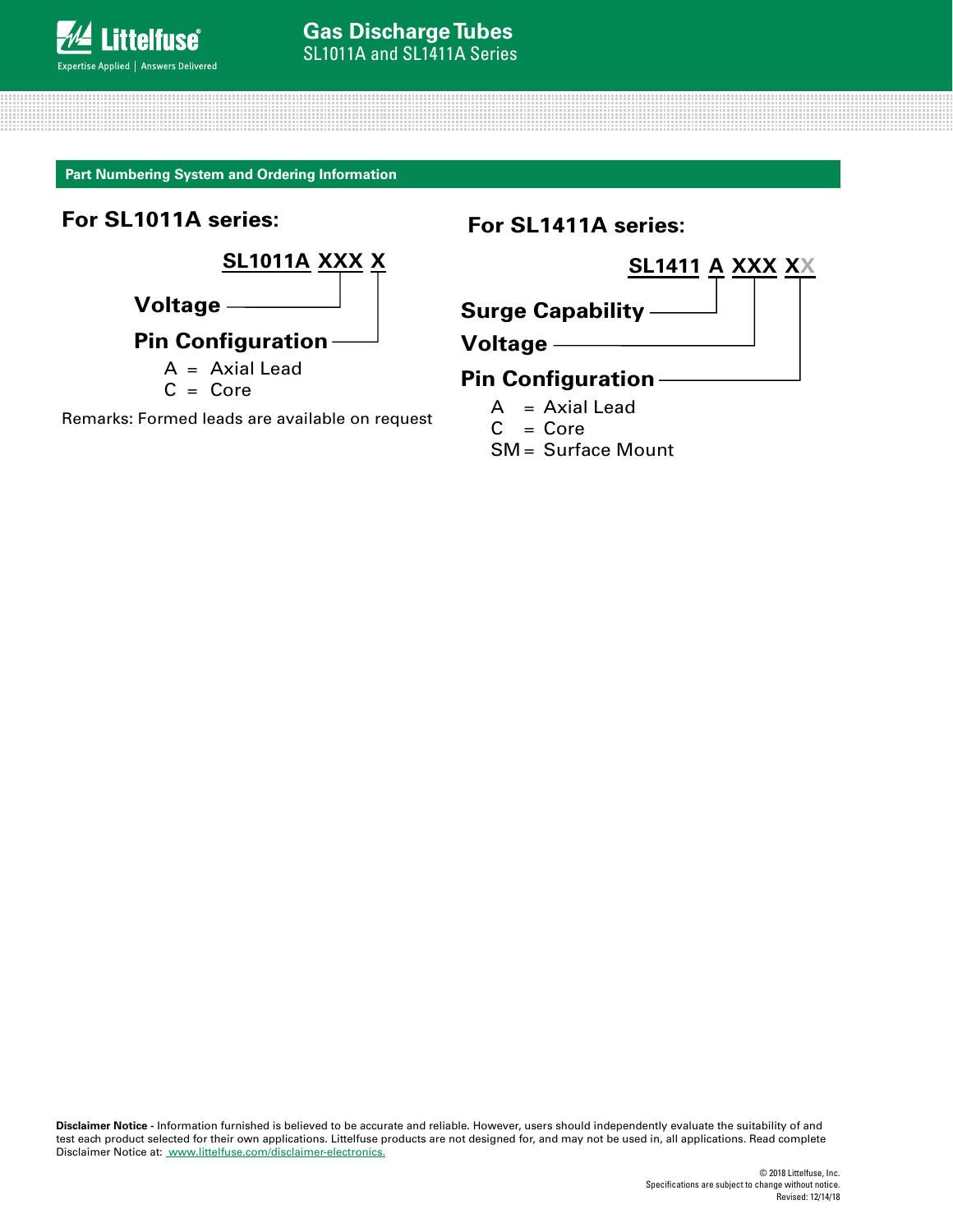## Part Numbering System and Ordering Information

### For SL1011A series:

**SL1011A XXX X**

- **Voltage** — XXX
- **Pin Configuration** — X
  - A = Axial Lead
  - C = Core

Remarks: Formed leads are available on request

### For SL1411A series:

**SL1411 A XXX XX**

- **Surge Capability** — A
- **Voltage** — XXX
- **Pin Configuration** — XX
  - A = Axial Lead
  - C = Core
  - SM = Surface Mount

**Disclaimer Notice -** Information furnished is believed to be accurate and reliable. However, users should independently evaluate the suitability of and test each product selected for their own applications. Littelfuse products are not designed for, and may not be used in, all applications. Read complete Disclaimer Notice at: www.littelfuse.com/disclaimer-electronics.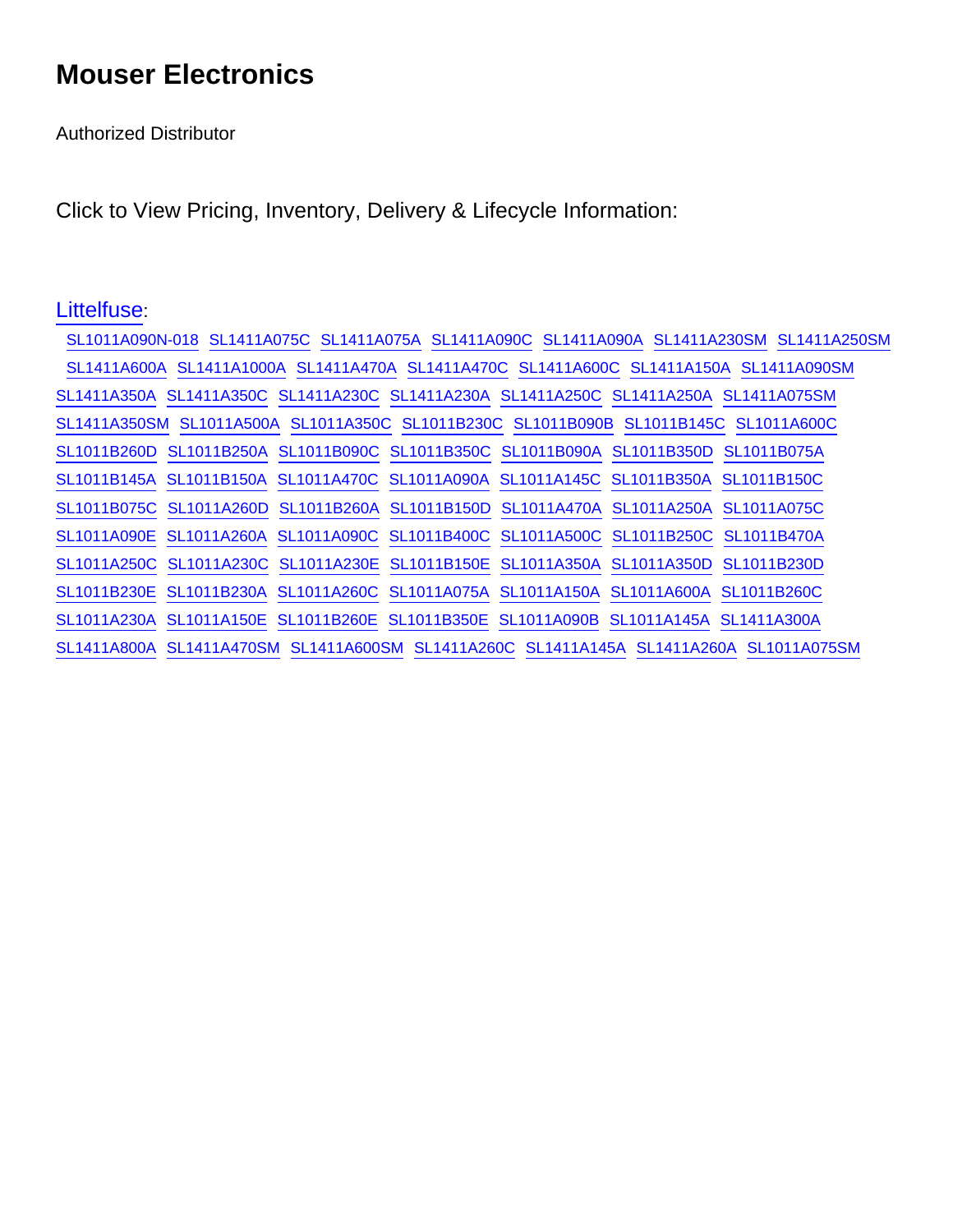# Mouser Electronics

Authorized Distributor

Click to View Pricing, Inventory, Delivery & Lifecycle Information:

Littelfuse:

SL1011A090N-018 SL1411A075C SL1411A075A SL1411A090C SL1411A090A SL1411A230SM SL1411A250SM SL1411A600A SL1411A1000A SL1411A470A SL1411A470C SL1411A600C SL1411A150A SL1411A090SM SL1411A350A SL1411A350C SL1411A230C SL1411A230A SL1411A250C SL1411A250A SL1411A075SM SL1411A350SM SL1011A500A SL1011A350C SL1011B230C SL1011B090B SL1011B145C SL1011A600C SL1011B260D SL1011B250A SL1011B090C SL1011B350C SL1011B090A SL1011B350D SL1011B075A SL1011B145A SL1011B150A SL1011A470C SL1011A090A SL1011A145C SL1011B350A SL1011B150C SL1011B075C SL1011A260D SL1011B260A SL1011B150D SL1011A470A SL1011A250A SL1011A075C SL1011A090E SL1011A260A SL1011A090C SL1011B400C SL1011A500C SL1011B250C SL1011B470A SL1011A250C SL1011A230C SL1011A230E SL1011B150E SL1011A350A SL1011A350D SL1011B230D SL1011B230E SL1011B230A SL1011A260C SL1011A075A SL1011A150A SL1011A600A SL1011B260C SL1011A230A SL1011A150E SL1011B260E SL1011B350E SL1011A090B SL1011A145A SL1411A300A SL1411A800A SL1411A470SM SL1411A600SM SL1411A260C SL1411A145A SL1411A260A SL1011A075SM